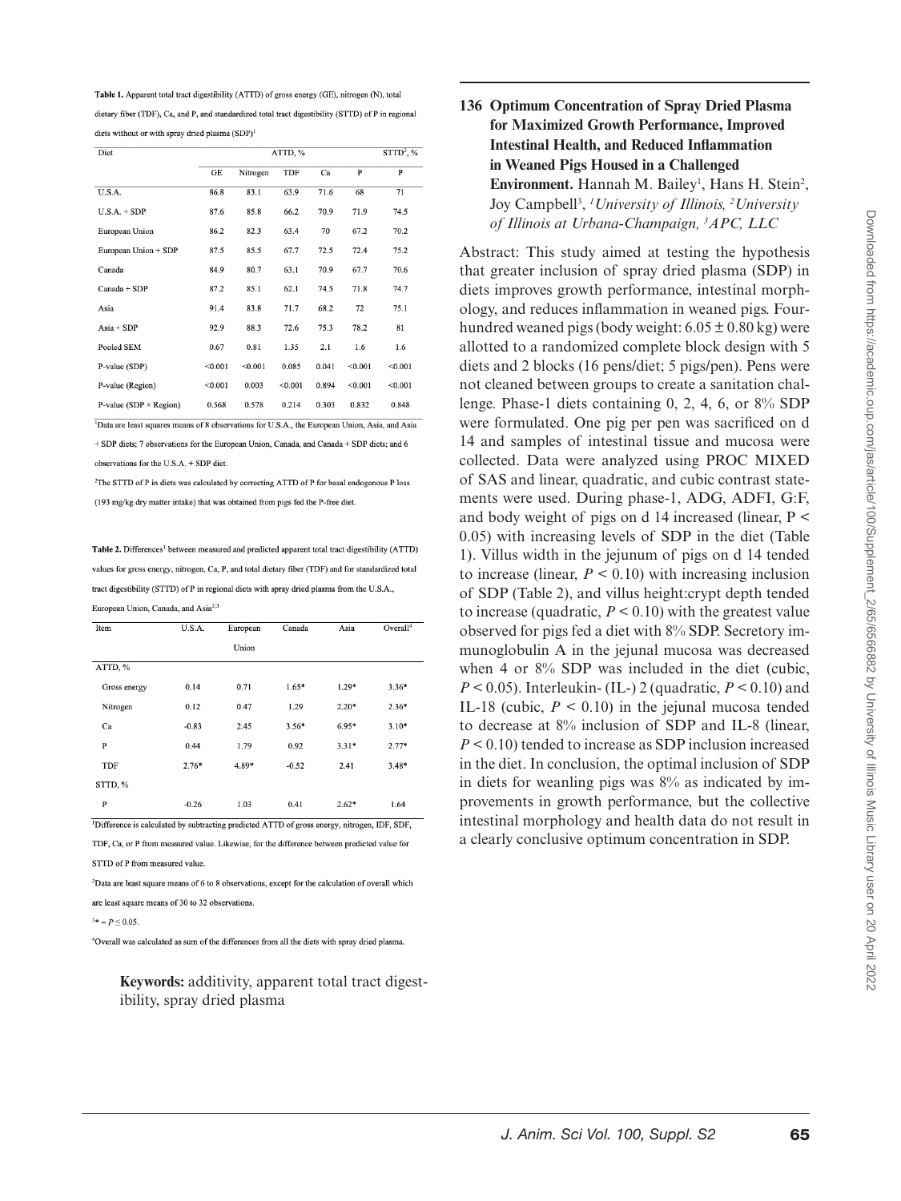**Table 1.** Apparent total tract digestibility (ATTD) of gross energy (GE), nitrogen (N), total dietary fiber (TDF), Ca, and P, and standardized total tract digestibility (STTD) of P in regional diets without or with spray dried plasma (SDP)[1]

| Diet | ATTD, % | | | | | STTD[2], % |
|---|---|---|---|---|---|---|
| | GE | Nitrogen | TDF | Ca | P | P |
| U.S.A. | 86.8 | 83.1 | 63.9 | 71.6 | 68 | 71 |
| U.S.A. + SDP | 87.6 | 85.8 | 66.2 | 70.9 | 71.9 | 74.5 |
| European Union | 86.2 | 82.3 | 63.4 | 70 | 67.2 | 70.2 |
| European Union + SDP | 87.5 | 85.5 | 67.7 | 72.5 | 72.4 | 75.2 |
| Canada | 84.9 | 80.7 | 63.1 | 70.9 | 67.7 | 70.6 |
| Canada + SDP | 87.2 | 85.1 | 62.1 | 74.5 | 71.8 | 74.7 |
| Asia | 91.4 | 83.8 | 71.7 | 68.2 | 72 | 75.1 |
| Asia + SDP | 92.9 | 88.3 | 72.6 | 75.3 | 78.2 | 81 |
| Pooled SEM | 0.67 | 0.81 | 1.35 | 2.1 | 1.6 | 1.6 |
| P-value (SDP) | <0.001 | <0.001 | 0.085 | 0.041 | <0.001 | <0.001 |
| P-value (Region) | <0.001 | 0.003 | <0.001 | 0.894 | <0.001 | <0.001 |
| P-value (SDP × Region) | 0.568 | 0.578 | 0.214 | 0.303 | 0.832 | 0.848 |

[1]Data are least squares means of 8 observations for U.S.A., the European Union, Asia, and Asia + SDP diets; 7 observations for the European Union, Canada, and Canada + SDP diets; and 6 observations for the U.S.A. + SDP diet.

[2]The STTD of P in diets was calculated by correcting ATTD of P for basal endogenous P loss (193 mg/kg dry matter intake) that was obtained from pigs fed the P-free diet.

**Table 2.** Differences[1] between measured and predicted apparent total tract digestibility (ATTD) values for gross energy, nitrogen, Ca, P, and total dietary fiber (TDF) and for standardized total tract digestibility (STTD) of P in regional diets with spray dried plasma from the U.S.A., European Union, Canada, and Asia[2,3]

| Item | U.S.A. | European Union | Canada | Asia | Overall[4] |
|---|---|---|---|---|---|
| ATTD, % | | | | | |
| Gross energy | 0.14 | 0.71 | 1.65* | 1.29* | 3.36* |
| Nitrogen | 0.12 | 0.47 | 1.29 | 2.20* | 2.36* |
| Ca | -0.83 | 2.45 | 3.56* | 6.95* | 3.10* |
| P | 0.44 | 1.79 | 0.92 | 3.31* | 2.77* |
| TDF | 2.76* | 4.89* | -0.52 | 2.41 | 3.48* |
| STTD, % | | | | | |
| P | -0.26 | 1.03 | 0.41 | 2.62* | 1.64 |

[1]Difference is calculated by subtracting predicted ATTD of gross energy, nitrogen, IDF, SDF, TDF, Ca, or P from measured value. Likewise, for the difference between predicted value for STTD of P from measured value.

[2]Data are least square means of 6 to 8 observations, except for the calculation of overall which are least square means of 30 to 32 observations.

[3]* = $P \leq 0.05$.

[4]Overall was calculated as sum of the differences from all the diets with spray dried plasma.

**Keywords:** additivity, apparent total tract digestibility, spray dried plasma

## 136 Optimum Concentration of Spray Dried Plasma for Maximized Growth Performance, Improved Intestinal Health, and Reduced Inflammation in Weaned Pigs Housed in a Challenged Environment.

**Hannah M. Bailey**[1], **Hans H. Stein**[2], **Joy Campbell**[3], *[1]University of Illinois, [2]University of Illinois at Urbana-Champaign, [3]APC, LLC*

Abstract: This study aimed at testing the hypothesis that greater inclusion of spray dried plasma (SDP) in diets improves growth performance, intestinal morphology, and reduces inflammation in weaned pigs. Four-hundred weaned pigs (body weight: 6.05 ± 0.80 kg) were allotted to a randomized complete block design with 5 diets and 2 blocks (16 pens/diet; 5 pigs/pen). Pens were not cleaned between groups to create a sanitation challenge. Phase-1 diets containing 0, 2, 4, 6, or 8% SDP were formulated. One pig per pen was sacrificed on d 14 and samples of intestinal tissue and mucosa were collected. Data were analyzed using PROC MIXED of SAS and linear, quadratic, and cubic contrast statements were used. During phase-1, ADG, ADFI, G:F, and body weight of pigs on d 14 increased (linear, $P < 0.05$) with increasing levels of SDP in the diet (Table 1). Villus width in the jejunum of pigs on d 14 tended to increase (linear, $P < 0.10$) with increasing inclusion of SDP (Table 2), and villus height:crypt depth tended to increase (quadratic, $P < 0.10$) with the greatest value observed for pigs fed a diet with 8% SDP. Secretory immunoglobulin A in the jejunal mucosa was decreased when 4 or 8% SDP was included in the diet (cubic, $P < 0.05$). Interleukin- (IL-) 2 (quadratic, $P < 0.10$) and IL-18 (cubic, $P < 0.10$) in the jejunal mucosa tended to decrease at 8% inclusion of SDP and IL-8 (linear, $P < 0.10$) tended to increase as SDP inclusion increased in the diet. In conclusion, the optimal inclusion of SDP in diets for weanling pigs was 8% as indicated by improvements in growth performance, but the collective intestinal morphology and health data do not result in a clearly conclusive optimum concentration in SDP.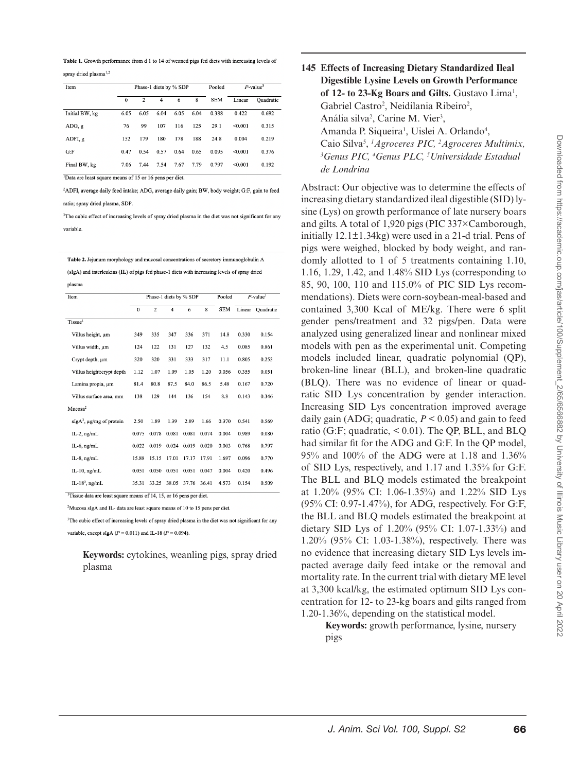**Table 1.** Growth performance from d 1 to 14 of weaned pigs fed diets with increasing levels of spray dried plasma[1,2]

| Item | Phase-1 diets by % SDP | | | | | Pooled | $P$-value[3] | |
|---|---|---|---|---|---|---|---|---|
| | 0 | 2 | 4 | 6 | 8 | SEM | Linear | Quadratic |
| Initial BW, kg | 6.05 | 6.05 | 6.04 | 6.05 | 6.04 | 0.388 | 0.422 | 0.692 |
| ADG, g | 76 | 99 | 107 | 116 | 125 | 29.1 | <0.001 | 0.315 |
| ADFI, g | 152 | 179 | 180 | 178 | 188 | 24.8 | 0.004 | 0.219 |
| G:F | 0.47 | 0.54 | 0.57 | 0.64 | 0.65 | 0.095 | <0.001 | 0.376 |
| Final BW, kg | 7.06 | 7.44 | 7.54 | 7.67 | 7.79 | 0.797 | <0.001 | 0.192 |

[1]Data are least square means of 15 or 16 pens per diet.

[2]ADFI, average daily feed intake; ADG, average daily gain; BW, body weight; G:F, gain to feed ratio; spray dried plasma, SDP.

[3]The cubic effect of increasing levels of spray dried plasma in the diet was not significant for any variable.

**Table 2.** Jejunum morphology and mucosal concentrations of secretory immunoglobulin A (sIgA) and interleukins (IL) of pigs fed phase-1 diets with increasing levels of spray dried plasma

| Item | Phase-1 diets by % SDP | | | | | Pooled | $P$-value[3] | |
|---|---|---|---|---|---|---|---|---|
| | 0 | 2 | 4 | 6 | 8 | SEM | Linear | Quadratic |
| Tissue[1] | | | | | | | | |
| Villus height, µm | 349 | 335 | 347 | 336 | 371 | 14.8 | 0.330 | 0.154 |
| Villus width, µm | 124 | 122 | 131 | 127 | 132 | 4.5 | 0.085 | 0.861 |
| Crypt depth, µm | 320 | 320 | 331 | 333 | 317 | 11.1 | 0.805 | 0.253 |
| Villus height:crypt depth | 1.12 | 1.07 | 1.09 | 1.05 | 1.20 | 0.056 | 0.355 | 0.051 |
| Lamina propia, µm | 81.4 | 80.8 | 87.5 | 84.0 | 86.5 | 5.48 | 0.167 | 0.720 |
| Villus surface area, mm | 138 | 129 | 144 | 136 | 154 | 8.8 | 0.143 | 0.346 |
| Mucosa[2] | | | | | | | | |
| sIgA[3], µg/mg of protein | 2.50 | 1.89 | 1.39 | 2.89 | 1.66 | 0.370 | 0.541 | 0.569 |
| IL-2, ng/mL | 0.075 | 0.078 | 0.081 | 0.081 | 0.074 | 0.004 | 0.989 | 0.080 |
| IL-6, ng/mL | 0.022 | 0.019 | 0.024 | 0.019 | 0.020 | 0.003 | 0.768 | 0.797 |
| IL-8, ng/mL | 15.88 | 15.15 | 17.01 | 17.17 | 17.91 | 1.697 | 0.096 | 0.770 |
| IL-10, ng/mL | 0.051 | 0.050 | 0.051 | 0.051 | 0.047 | 0.004 | 0.420 | 0.496 |
| IL-18[3], ng/mL | 35.31 | 33.25 | 38.05 | 37.76 | 36.41 | 4.573 | 0.154 | 0.509 |

[1]Tissue data are least square means of 14, 15, or 16 pens per diet.

[2]Mucosa sIgA and IL- data are least square means of 10 to 15 pens per diet.

[3]The cubic effect of increasing levels of spray dried plasma in the diet was not significant for any variable, except sIgA ($P = 0.011$) and IL-18 ($P = 0.094$).

**Keywords:** cytokines, weanling pigs, spray dried plasma

**145 Effects of Increasing Dietary Standardized Ileal Digestible Lysine Levels on Growth Performance of 12- to 23-Kg Boars and Gilts.** Gustavo Lima[1], Gabriel Castro[2], Neidilania Ribeiro[2], Anália silva[2], Carine M. Vier[3], Amanda P. Siqueira[1], Uislei A. Orlando[4], Caio Silva[5], [1]*Agroceres PIC,* [2]*Agroceres Multimix,* [3]*Genus PIC,* [4]*Genus PLC,* [5]*Universidade Estadual de Londrina*

Abstract: Our objective was to determine the effects of increasing dietary standardized ileal digestible (SID) lysine (Lys) on growth performance of late nursery boars and gilts. A total of 1,920 pigs (PIC 337×Camborough, initially 12.1±1.34kg) were used in a 21-d trial. Pens of pigs were weighed, blocked by body weight, and randomly allotted to 1 of 5 treatments containing 1.10, 1.16, 1.29, 1.42, and 1.48% SID Lys (corresponding to 85, 90, 100, 110 and 115.0% of PIC SID Lys recommendations). Diets were corn-soybean-meal-based and contained 3,300 Kcal of ME/kg. There were 6 split gender pens/treatment and 32 pigs/pen. Data were analyzed using generalized linear and nonlinear mixed models with pen as the experimental unit. Competing models included linear, quadratic polynomial (QP), broken-line linear (BLL), and broken-line quadratic (BLQ). There was no evidence of linear or quadratic SID Lys concentration by gender interaction. Increasing SID Lys concentration improved average daily gain (ADG; quadratic, $P < 0.05$) and gain to feed ratio (G:F; quadratic, < 0.01). The QP, BLL, and BLQ had similar fit for the ADG and G:F. In the QP model, 95% and 100% of the ADG were at 1.18 and 1.36% of SID Lys, respectively, and 1.17 and 1.35% for G:F. The BLL and BLQ models estimated the breakpoint at 1.20% (95% CI: 1.06-1.35%) and 1.22% SID Lys (95% CI: 0.97-1.47%), for ADG, respectively. For G:F, the BLL and BLQ models estimated the breakpoint at dietary SID Lys of 1.20% (95% CI: 1.07-1.33%) and 1.20% (95% CI: 1.03-1.38%), respectively. There was no evidence that increasing dietary SID Lys levels impacted average daily feed intake or the removal and mortality rate. In the current trial with dietary ME level at 3,300 kcal/kg, the estimated optimum SID Lys concentration for 12- to 23-kg boars and gilts ranged from 1.20-1.36%, depending on the statistical model.

**Keywords:** growth performance, lysine, nursery pigs